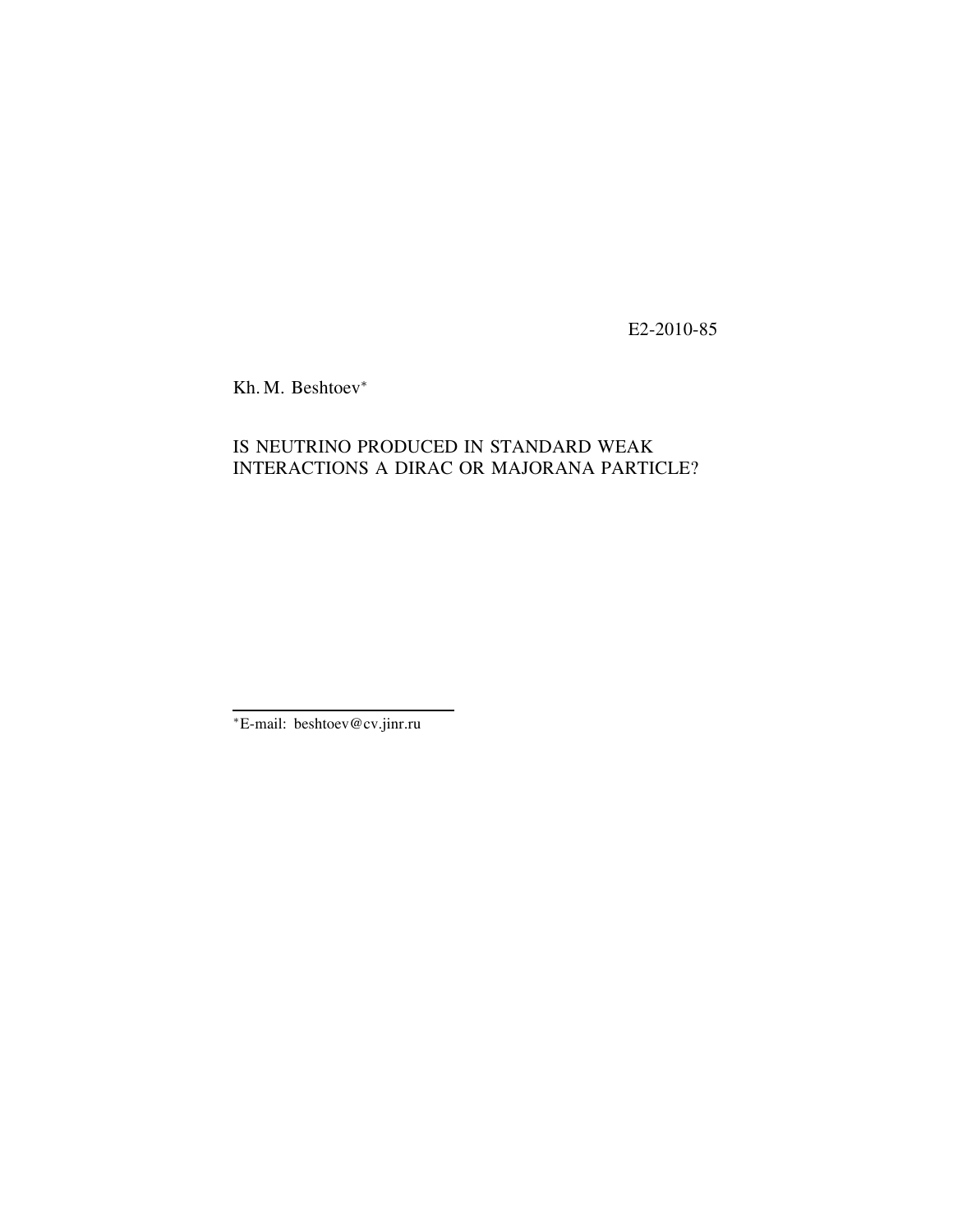E2-2010-85

Kh. M. Beshtoev*

# IS NEUTRINO PRODUCED IN STANDARD WEAK INTERACTIONS A DIRAC OR MAJORANA PARTICLE?

*E-mail: beshtoev@cv.jinr.ru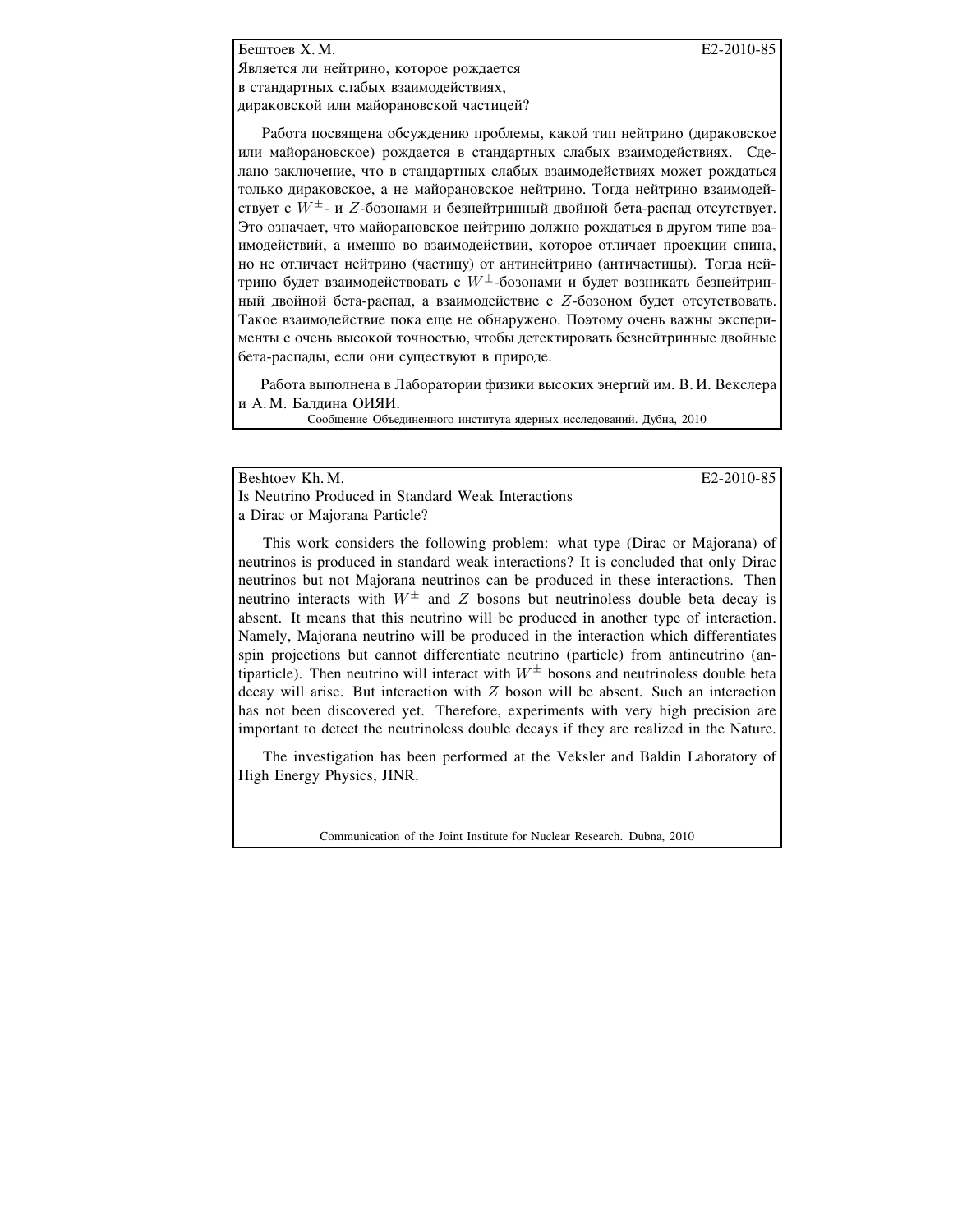Бештоев Х. М. E2-2010-85

Является ли нейтрино, которое рождается в стандартных слабых взаимодействиях, дираковской или майорановской частицей?

Работа посвящена обсуждению проблемы, какой тип нейтрино (дираковское или майорановское) рождается в стандартных слабых взаимодействиях. Сделано заключение, что в стандартных слабых взаимодействиях может рождаться только дираковское, а не майорановское нейтрино. Тогда нейтрино взаимодействует с $W^{\pm}$- и $Z$-бозонами и безнейтринный двойной бета-распад отсутствует. Это означает, что майорановское нейтрино должно рождаться в другом типе взаимодействий, а именно во взаимодействии, которое отличает проекции спина, но не отличает нейтрино (частицу) от антинейтрино (античастицы). Тогда нейтрино будет взаимодействовать с $W^{\pm}$-бозонами и будет возникать безнейтринный двойной бета-распад, а взаимодействие с $Z$-бозоном будет отсутствовать. Такое взаимодействие пока еще не обнаружено. Поэтому очень важны эксперименты с очень высокой точностью, чтобы детектировать безнейтринные двойные бета-распады, если они существуют в природе.

Работа выполнена в Лаборатории физики высоких энергий им. В. И. Векслера и А. М. Балдина ОИЯИ.

Сообщение Объединенного института ядерных исследований. Дубна, 2010

---

Beshtoev Kh. M. E2-2010-85

Is Neutrino Produced in Standard Weak Interactions a Dirac or Majorana Particle?

This work considers the following problem: what type (Dirac or Majorana) of neutrinos is produced in standard weak interactions? It is concluded that only Dirac neutrinos but not Majorana neutrinos can be produced in these interactions. Then neutrino interacts with $W^{\pm}$ and $Z$ bosons but neutrinoless double beta decay is absent. It means that this neutrino will be produced in another type of interaction. Namely, Majorana neutrino will be produced in the interaction which differentiates spin projections but cannot differentiate neutrino (particle) from antineutrino (antiparticle). Then neutrino will interact with $W^{\pm}$ bosons and neutrinoless double beta decay will arise. But interaction with $Z$ boson will be absent. Such an interaction has not been discovered yet. Therefore, experiments with very high precision are important to detect the neutrinoless double decays if they are realized in the Nature.

The investigation has been performed at the Veksler and Baldin Laboratory of High Energy Physics, JINR.

Communication of the Joint Institute for Nuclear Research. Dubna, 2010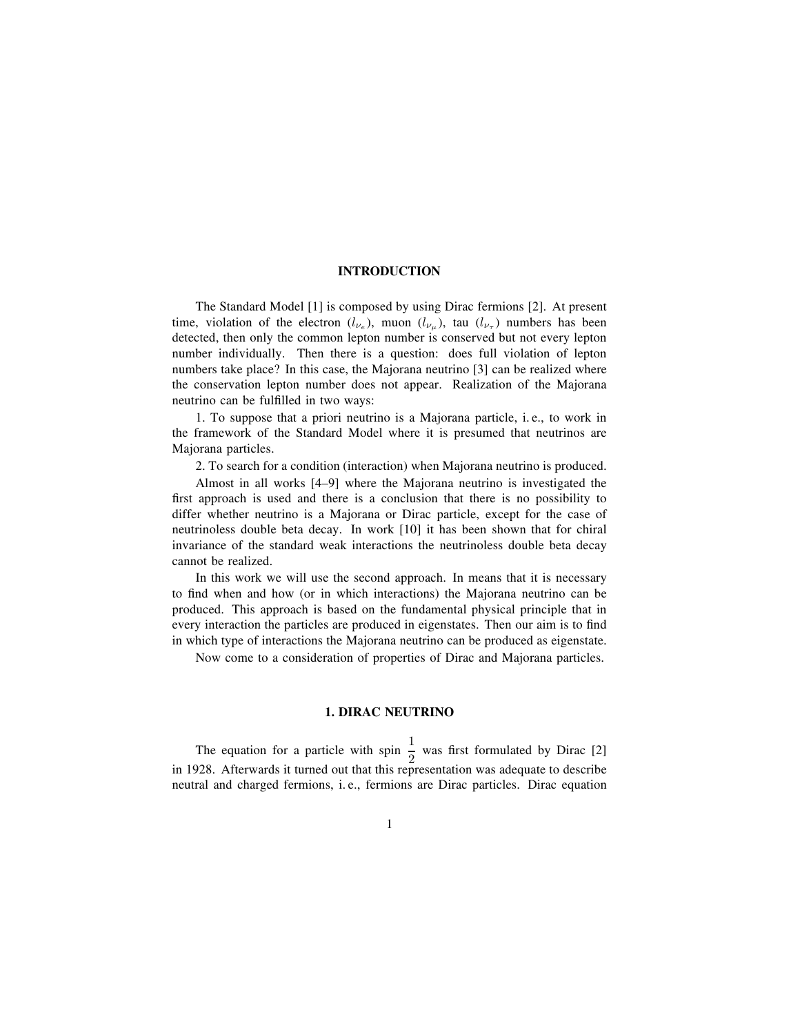## INTRODUCTION

The Standard Model [1] is composed by using Dirac fermions [2]. At present time, violation of the electron ($l_{\nu_e}$), muon ($l_{\nu_\mu}$), tau ($l_{\nu_\tau}$) numbers has been detected, then only the common lepton number is conserved but not every lepton number individually. Then there is a question: does full violation of lepton numbers take place? In this case, the Majorana neutrino [3] can be realized where the conservation lepton number does not appear. Realization of the Majorana neutrino can be fulfilled in two ways:

1. To suppose that a priori neutrino is a Majorana particle, i. e., to work in the framework of the Standard Model where it is presumed that neutrinos are Majorana particles.

2. To search for a condition (interaction) when Majorana neutrino is produced.

Almost in all works [4–9] where the Majorana neutrino is investigated the first approach is used and there is a conclusion that there is no possibility to differ whether neutrino is a Majorana or Dirac particle, except for the case of neutrinoless double beta decay. In work [10] it has been shown that for chiral invariance of the standard weak interactions the neutrinoless double beta decay cannot be realized.

In this work we will use the second approach. In means that it is necessary to find when and how (or in which interactions) the Majorana neutrino can be produced. This approach is based on the fundamental physical principle that in every interaction the particles are produced in eigenstates. Then our aim is to find in which type of interactions the Majorana neutrino can be produced as eigenstate.

Now come to a consideration of properties of Dirac and Majorana particles.

## 1. DIRAC NEUTRINO

The equation for a particle with spin $\frac{1}{2}$ was first formulated by Dirac [2] in 1928. Afterwards it turned out that this representation was adequate to describe neutral and charged fermions, i. e., fermions are Dirac particles. Dirac equation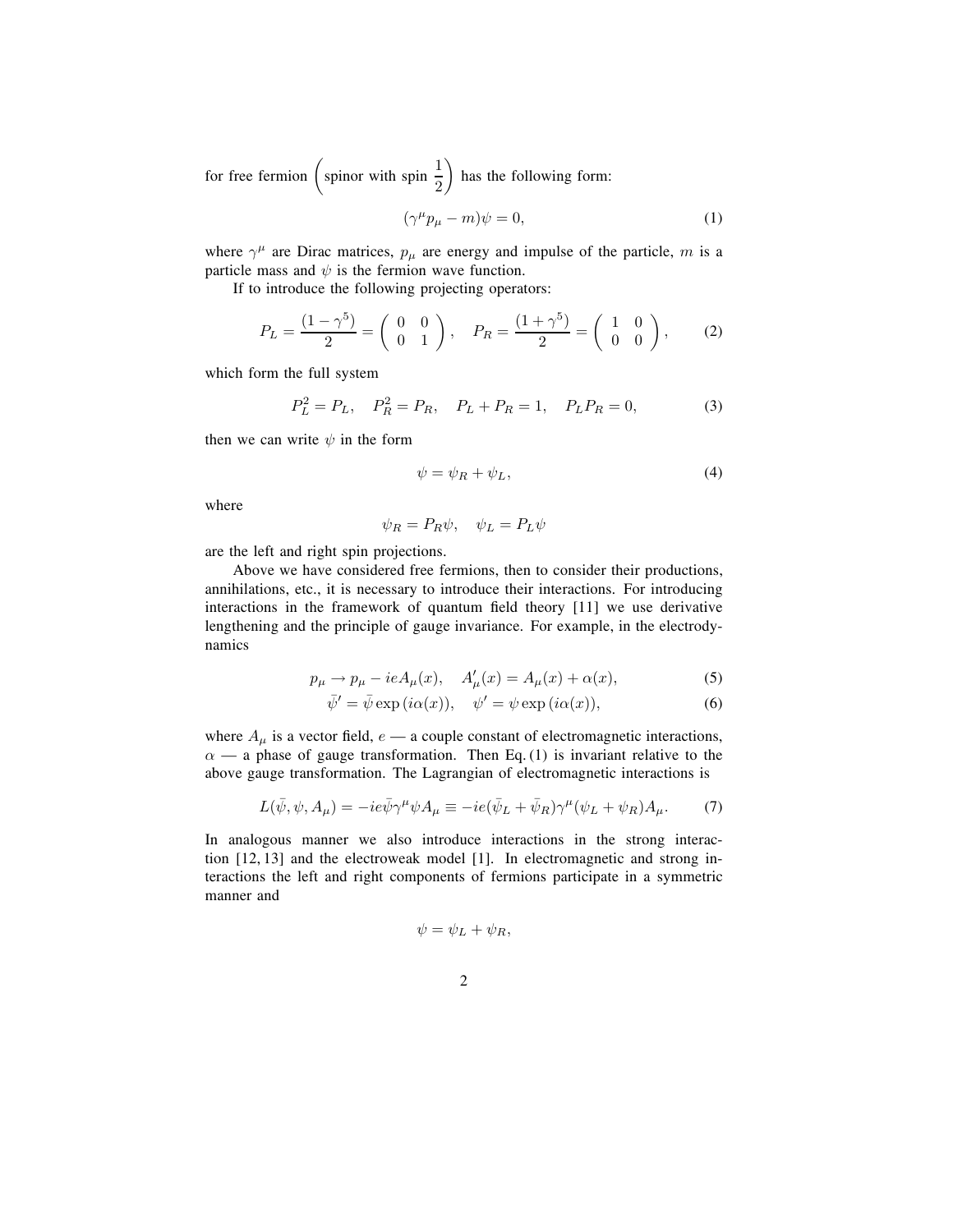for free fermion $\left(\text{spinor with spin } \frac{1}{2}\right)$ has the following form:

$$(\gamma^\mu p_\mu - m)\psi = 0, \tag{1}$$

where $\gamma^\mu$ are Dirac matrices, $p_\mu$ are energy and impulse of the particle, $m$ is a particle mass and $\psi$ is the fermion wave function.

If to introduce the following projecting operators:

$$P_L = \frac{(1-\gamma^5)}{2} = \begin{pmatrix} 0 & 0 \\ 0 & 1 \end{pmatrix}, \quad P_R = \frac{(1+\gamma^5)}{2} = \begin{pmatrix} 1 & 0 \\ 0 & 0 \end{pmatrix}, \tag{2}$$

which form the full system

$$P_L^2 = P_L, \quad P_R^2 = P_R, \quad P_L + P_R = 1, \quad P_L P_R = 0, \tag{3}$$

then we can write $\psi$ in the form

$$\psi = \psi_R + \psi_L, \tag{4}$$

where

$$\psi_R = P_R\psi, \quad \psi_L = P_L\psi$$

are the left and right spin projections.

Above we have considered free fermions, then to consider their productions, annihilations, etc., it is necessary to introduce their interactions. For introducing interactions in the framework of quantum field theory [11] we use derivative lengthening and the principle of gauge invariance. For example, in the electrodynamics

$$p_\mu \to p_\mu - ieA_\mu(x), \quad A'_\mu(x) = A_\mu(x) + \alpha(x), \tag{5}$$

$$\bar{\psi}' = \bar{\psi}\exp(i\alpha(x)), \quad \psi' = \psi\exp(i\alpha(x)), \tag{6}$$

where $A_\mu$ is a vector field, $e$ — a couple constant of electromagnetic interactions, $\alpha$ — a phase of gauge transformation. Then Eq. (1) is invariant relative to the above gauge transformation. The Lagrangian of electromagnetic interactions is

$$L(\bar{\psi}, \psi, A_\mu) = -ie\bar{\psi}\gamma^\mu\psi A_\mu \equiv -ie(\bar{\psi}_L + \bar{\psi}_R)\gamma^\mu(\psi_L + \psi_R)A_\mu. \tag{7}$$

In analogous manner we also introduce interactions in the strong interaction [12, 13] and the electroweak model [1]. In electromagnetic and strong interactions the left and right components of fermions participate in a symmetric manner and

$$\psi = \psi_L + \psi_R,$$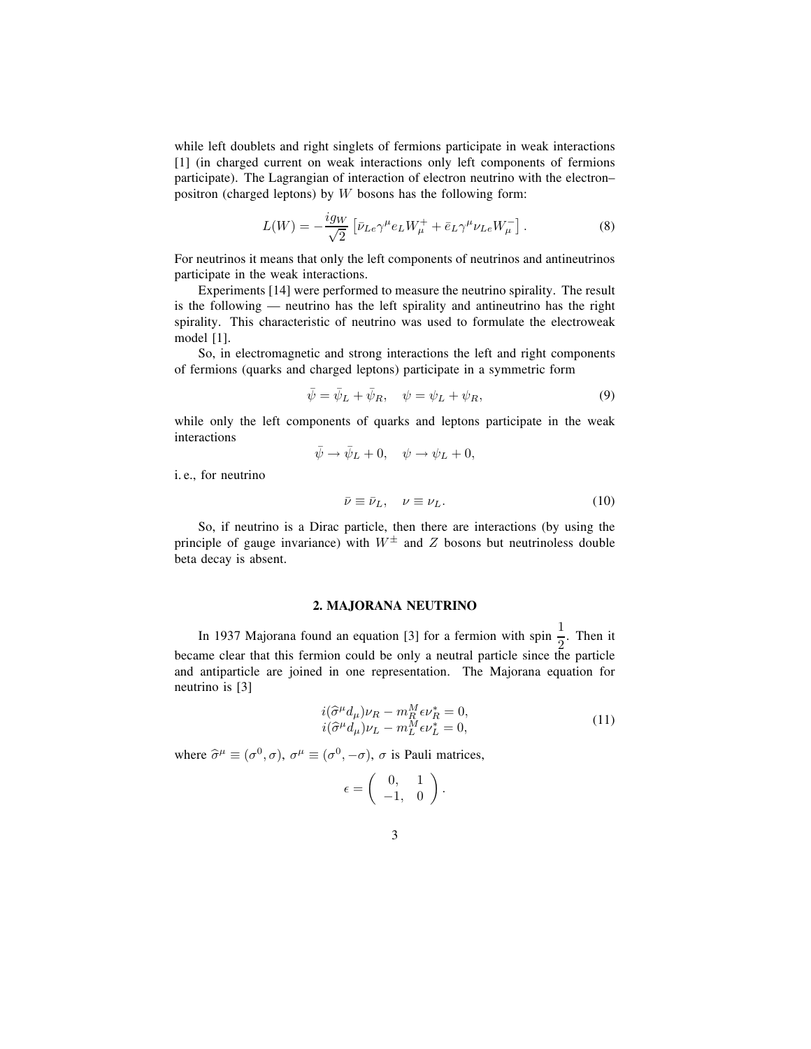while left doublets and right singlets of fermions participate in weak interactions [1] (in charged current on weak interactions only left components of fermions participate). The Lagrangian of interaction of electron neutrino with the electron–positron (charged leptons) by $W$ bosons has the following form:

$$L(W) = -\frac{ig_W}{\sqrt{2}} \left[ \bar{\nu}_{Le} \gamma^\mu e_L W_\mu^+ + \bar{e}_L \gamma^\mu \nu_{Le} W_\mu^- \right]. \tag{8}$$

For neutrinos it means that only the left components of neutrinos and antineutrinos participate in the weak interactions.

Experiments [14] were performed to measure the neutrino spirality. The result is the following — neutrino has the left spirality and antineutrino has the right spirality. This characteristic of neutrino was used to formulate the electroweak model [1].

So, in electromagnetic and strong interactions the left and right components of fermions (quarks and charged leptons) participate in a symmetric form

$$\bar{\psi} = \bar{\psi}_L + \bar{\psi}_R, \quad \psi = \psi_L + \psi_R, \tag{9}$$

while only the left components of quarks and leptons participate in the weak interactions

$$\bar{\psi} \to \bar{\psi}_L + 0, \quad \psi \to \psi_L + 0,$$

i. e., for neutrino

$$\bar{\nu} \equiv \bar{\nu}_L, \quad \nu \equiv \nu_L. \tag{10}$$

So, if neutrino is a Dirac particle, then there are interactions (by using the principle of gauge invariance) with $W^\pm$ and $Z$ bosons but neutrinoless double beta decay is absent.

## 2. MAJORANA NEUTRINO

In 1937 Majorana found an equation [3] for a fermion with spin $\frac{1}{2}$. Then it became clear that this fermion could be only a neutral particle since the particle and antiparticle are joined in one representation. The Majorana equation for neutrino is [3]

$$\begin{aligned} i(\widehat{\sigma}^\mu d_\mu)\nu_R - m_R^M \epsilon \nu_R^* = 0, \\ i(\widehat{\sigma}^\mu d_\mu)\nu_L - m_L^M \epsilon \nu_L^* = 0, \end{aligned} \tag{11}$$

where $\widehat{\sigma}^\mu \equiv (\sigma^0, \sigma)$, $\sigma^\mu \equiv (\sigma^0, -\sigma)$, $\sigma$ is Pauli matrices,

$$\epsilon = \begin{pmatrix} 0, & 1 \\ -1, & 0 \end{pmatrix}.$$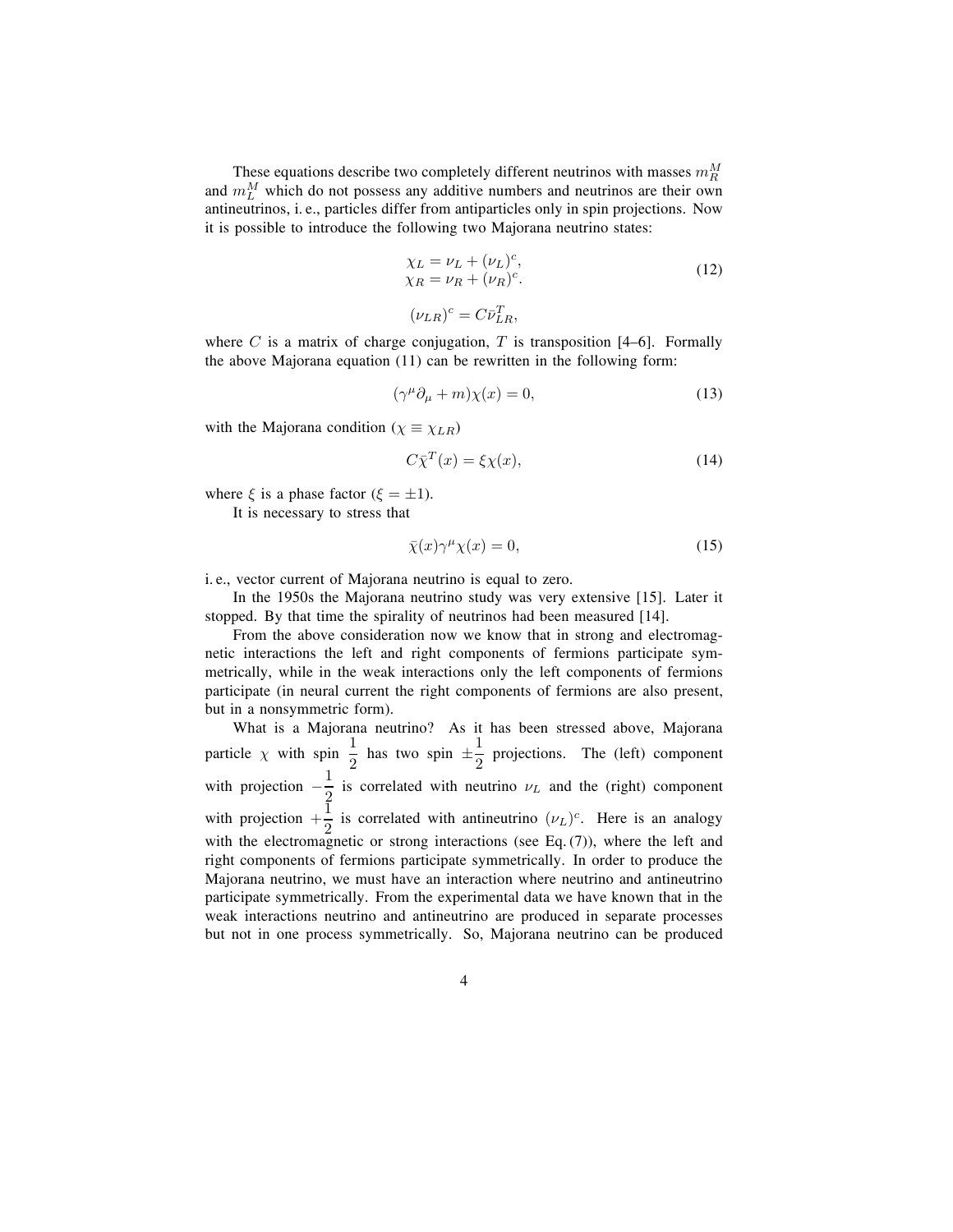These equations describe two completely different neutrinos with masses $m_R^M$ and $m_L^M$ which do not possess any additive numbers and neutrinos are their own antineutrinos, i. e., particles differ from antiparticles only in spin projections. Now it is possible to introduce the following two Majorana neutrino states:

$$
\begin{aligned}
\chi_L &= \nu_L + (\nu_L)^c, \\
\chi_R &= \nu_R + (\nu_R)^c.
\end{aligned}
\tag{12}
$$

$$
(\nu_{LR})^c = C\bar{\nu}_{LR}^T,
$$

where $C$ is a matrix of charge conjugation, $T$ is transposition [4–6]. Formally the above Majorana equation (11) can be rewritten in the following form:

$$
(\gamma^\mu \partial_\mu + m)\chi(x) = 0, \tag{13}
$$

with the Majorana condition ($\chi \equiv \chi_{LR}$)

$$
C\bar{\chi}^T(x) = \xi\chi(x), \tag{14}
$$

where $\xi$ is a phase factor ($\xi = \pm 1$).

It is necessary to stress that

$$
\bar{\chi}(x)\gamma^\mu\chi(x) = 0, \tag{15}
$$

i. e., vector current of Majorana neutrino is equal to zero.

In the 1950s the Majorana neutrino study was very extensive [15]. Later it stopped. By that time the spirality of neutrinos had been measured [14].

From the above consideration now we know that in strong and electromagnetic interactions the left and right components of fermions participate symmetrically, while in the weak interactions only the left components of fermions participate (in neural current the right components of fermions are also present, but in a nonsymmetric form).

What is a Majorana neutrino? As it has been stressed above, Majorana particle $\chi$ with spin $\frac{1}{2}$ has two spin $\pm\frac{1}{2}$ projections. The (left) component with projection $-\frac{1}{2}$ is correlated with neutrino $\nu_L$ and the (right) component with projection $+\frac{1}{2}$ is correlated with antineutrino $(\nu_L)^c$. Here is an analogy with the electromagnetic or strong interactions (see Eq. (7)), where the left and right components of fermions participate symmetrically. In order to produce the Majorana neutrino, we must have an interaction where neutrino and antineutrino participate symmetrically. From the experimental data we have known that in the weak interactions neutrino and antineutrino are produced in separate processes but not in one process symmetrically. So, Majorana neutrino can be produced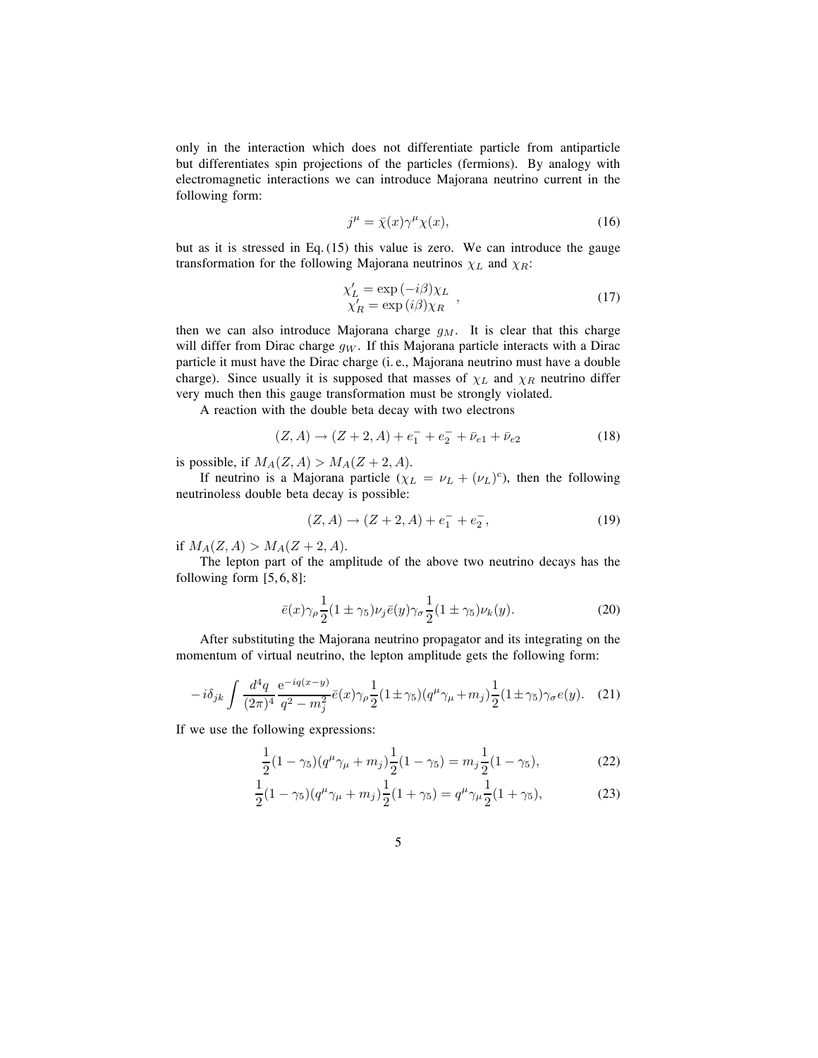only in the interaction which does not differentiate particle from antiparticle but differentiates spin projections of the particles (fermions). By analogy with electromagnetic interactions we can introduce Majorana neutrino current in the following form:

$$j^\mu = \bar{\chi}(x)\gamma^\mu \chi(x), \tag{16}$$

but as it is stressed in Eq. (15) this value is zero. We can introduce the gauge transformation for the following Majorana neutrinos $\chi_L$ and $\chi_R$:

$$\begin{array}{c} \chi'_L = \exp(-i\beta)\chi_L \\ \chi'_R = \exp(i\beta)\chi_R \end{array}, \tag{17}$$

then we can also introduce Majorana charge $g_M$. It is clear that this charge will differ from Dirac charge $g_W$. If this Majorana particle interacts with a Dirac particle it must have the Dirac charge (i. e., Majorana neutrino must have a double charge). Since usually it is supposed that masses of $\chi_L$ and $\chi_R$ neutrino differ very much then this gauge transformation must be strongly violated.

A reaction with the double beta decay with two electrons

$$(Z, A) \to (Z+2, A) + e_1^- + e_2^- + \bar{\nu}_{e1} + \bar{\nu}_{e2} \tag{18}$$

is possible, if $M_A(Z, A) > M_A(Z+2, A)$.

If neutrino is a Majorana particle ($\chi_L = \nu_L + (\nu_L)^c$), then the following neutrinoless double beta decay is possible:

$$(Z, A) \to (Z+2, A) + e_1^- + e_2^-, \tag{19}$$

if $M_A(Z, A) > M_A(Z+2, A)$.

The lepton part of the amplitude of the above two neutrino decays has the following form [5, 6, 8]:

$$\bar{e}(x)\gamma_\rho \frac{1}{2}(1 \pm \gamma_5)\nu_j \bar{e}(y)\gamma_\sigma \frac{1}{2}(1 \pm \gamma_5)\nu_k(y). \tag{20}$$

After substituting the Majorana neutrino propagator and its integrating on the momentum of virtual neutrino, the lepton amplitude gets the following form:

$$-i\delta_{jk}\int \frac{d^4 q}{(2\pi)^4}\frac{\mathrm{e}^{-iq(x-y)}}{q^2 - m_j^2}\bar{e}(x)\gamma_\rho \frac{1}{2}(1 \pm \gamma_5)(q^\mu \gamma_\mu + m_j)\frac{1}{2}(1 \pm \gamma_5)\gamma_\sigma e(y). \tag{21}$$

If we use the following expressions:

$$\frac{1}{2}(1 - \gamma_5)(q^\mu \gamma_\mu + m_j)\frac{1}{2}(1 - \gamma_5) = m_j \frac{1}{2}(1 - \gamma_5), \tag{22}$$

$$\frac{1}{2}(1 - \gamma_5)(q^\mu \gamma_\mu + m_j)\frac{1}{2}(1 + \gamma_5) = q^\mu \gamma_\mu \frac{1}{2}(1 + \gamma_5), \tag{23}$$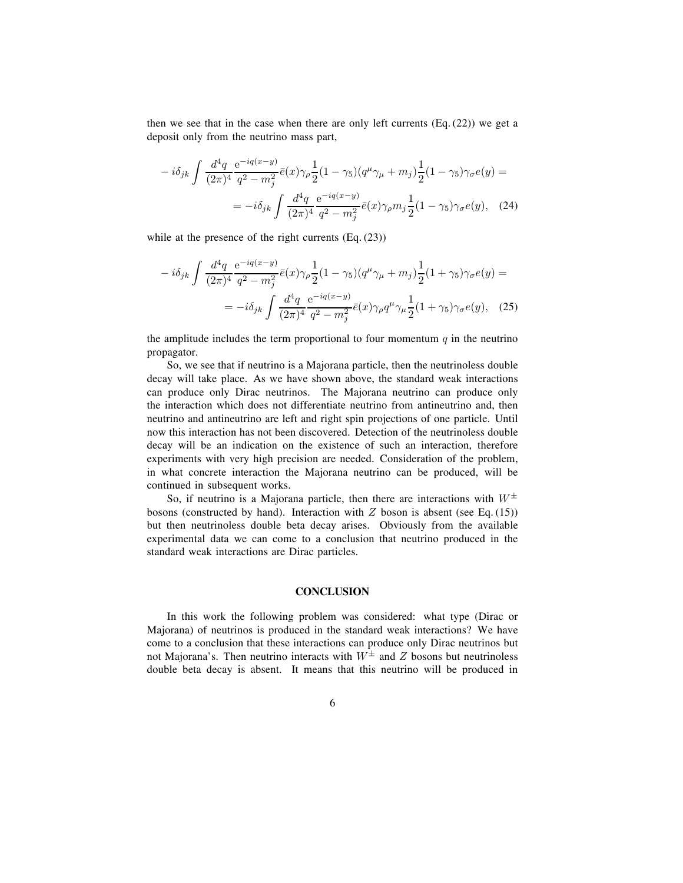then we see that in the case when there are only left currents (Eq. (22)) we get a deposit only from the neutrino mass part,

$$
\begin{aligned}
-i\delta_{jk}\int \frac{d^4q}{(2\pi)^4}\frac{\mathrm{e}^{-iq(x-y)}}{q^2-m_j^2}\bar{e}(x)\gamma_\rho\frac{1}{2}(1-\gamma_5)(q^\mu\gamma_\mu+m_j)\frac{1}{2}(1-\gamma_5)\gamma_\sigma e(y) = \\
= -i\delta_{jk}\int \frac{d^4q}{(2\pi)^4}\frac{\mathrm{e}^{-iq(x-y)}}{q^2-m_j^2}\bar{e}(x)\gamma_\rho m_j\frac{1}{2}(1-\gamma_5)\gamma_\sigma e(y),
\end{aligned}
\quad (24)
$$

while at the presence of the right currents (Eq. (23))

$$
\begin{aligned}
-i\delta_{jk}\int \frac{d^4q}{(2\pi)^4}\frac{\mathrm{e}^{-iq(x-y)}}{q^2-m_j^2}\bar{e}(x)\gamma_\rho\frac{1}{2}(1-\gamma_5)(q^\mu\gamma_\mu+m_j)\frac{1}{2}(1+\gamma_5)\gamma_\sigma e(y) = \\
= -i\delta_{jk}\int \frac{d^4q}{(2\pi)^4}\frac{\mathrm{e}^{-iq(x-y)}}{q^2-m_j^2}\bar{e}(x)\gamma_\rho q^\mu\gamma_\mu\frac{1}{2}(1+\gamma_5)\gamma_\sigma e(y),
\end{aligned}
\quad (25)
$$

the amplitude includes the term proportional to four momentum $q$ in the neutrino propagator.

So, we see that if neutrino is a Majorana particle, then the neutrinoless double decay will take place. As we have shown above, the standard weak interactions can produce only Dirac neutrinos. The Majorana neutrino can produce only the interaction which does not differentiate neutrino from antineutrino and, then neutrino and antineutrino are left and right spin projections of one particle. Until now this interaction has not been discovered. Detection of the neutrinoless double decay will be an indication on the existence of such an interaction, therefore experiments with very high precision are needed. Consideration of the problem, in what concrete interaction the Majorana neutrino can be produced, will be continued in subsequent works.

So, if neutrino is a Majorana particle, then there are interactions with $W^{\pm}$ bosons (constructed by hand). Interaction with $Z$ boson is absent (see Eq. (15)) but then neutrinoless double beta decay arises. Obviously from the available experimental data we can come to a conclusion that neutrino produced in the standard weak interactions are Dirac particles.

## CONCLUSION

In this work the following problem was considered: what type (Dirac or Majorana) of neutrinos is produced in the standard weak interactions? We have come to a conclusion that these interactions can produce only Dirac neutrinos but not Majorana's. Then neutrino interacts with $W^{\pm}$ and $Z$ bosons but neutrinoless double beta decay is absent. It means that this neutrino will be produced in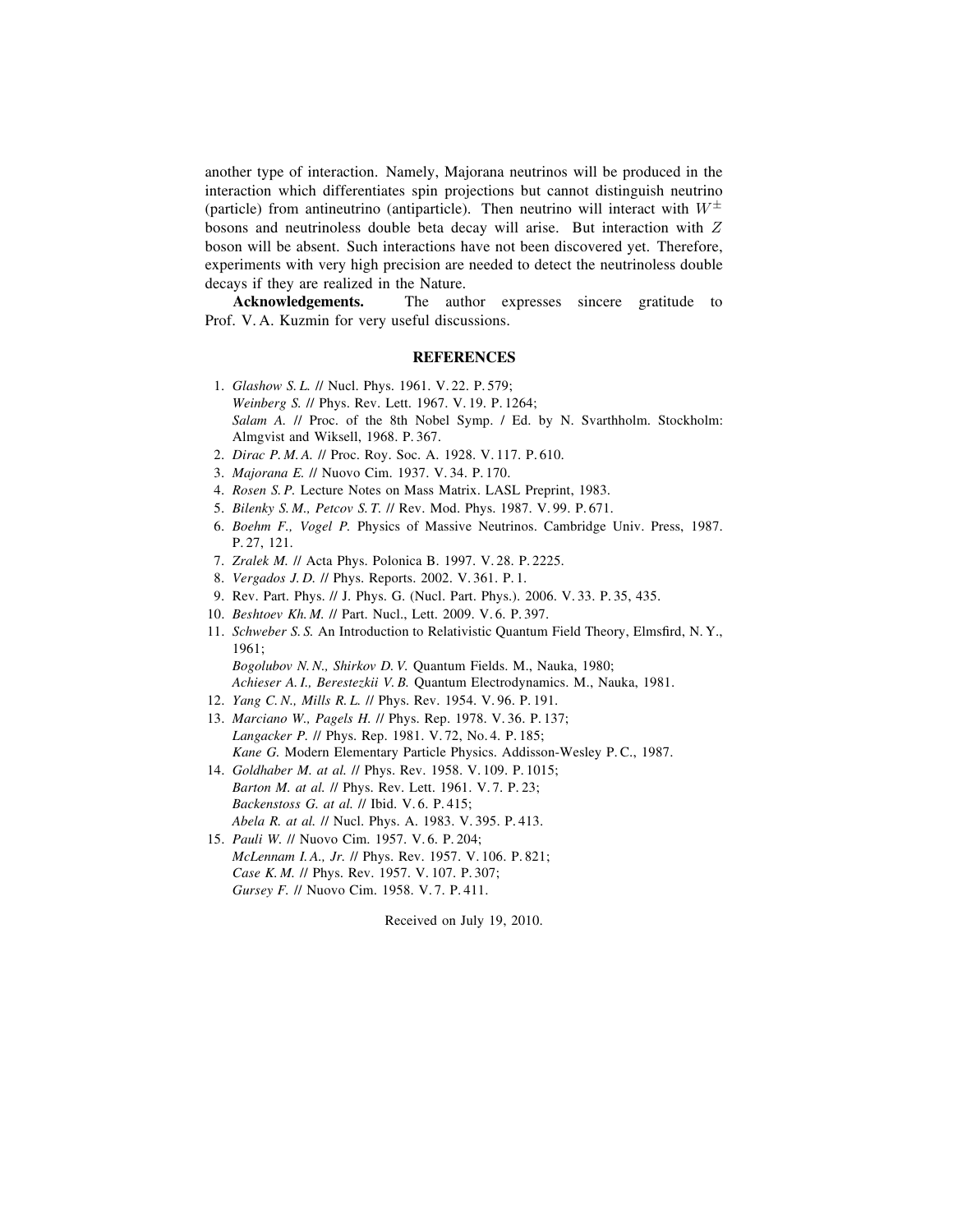another type of interaction. Namely, Majorana neutrinos will be produced in the interaction which differentiates spin projections but cannot distinguish neutrino (particle) from antineutrino (antiparticle). Then neutrino will interact with $W^{\pm}$ bosons and neutrinoless double beta decay will arise. But interaction with $Z$ boson will be absent. Such interactions have not been discovered yet. Therefore, experiments with very high precision are needed to detect the neutrinoless double decays if they are realized in the Nature.

**Acknowledgements.** The author expresses sincere gratitude to Prof. V. A. Kuzmin for very useful discussions.

## REFERENCES

1. *Glashow S. L.* // Nucl. Phys. 1961. V. 22. P. 579;
   *Weinberg S.* // Phys. Rev. Lett. 1967. V. 19. P. 1264;
   *Salam A.* // Proc. of the 8th Nobel Symp. / Ed. by N. Svarthholm. Stockholm: Almgvist and Wiksell, 1968. P. 367.
2. *Dirac P. M. A.* // Proc. Roy. Soc. A. 1928. V. 117. P. 610.
3. *Majorana E.* // Nuovo Cim. 1937. V. 34. P. 170.
4. *Rosen S. P.* Lecture Notes on Mass Matrix. LASL Preprint, 1983.
5. *Bilenky S. M., Petcov S. T.* // Rev. Mod. Phys. 1987. V. 99. P. 671.
6. *Boehm F., Vogel P.* Physics of Massive Neutrinos. Cambridge Univ. Press, 1987. P. 27, 121.
7. *Zralek M.* // Acta Phys. Polonica B. 1997. V. 28. P. 2225.
8. *Vergados J. D.* // Phys. Reports. 2002. V. 361. P. 1.
9. Rev. Part. Phys. // J. Phys. G. (Nucl. Part. Phys.). 2006. V. 33. P. 35, 435.
10. *Beshtoev Kh. M.* // Part. Nucl., Lett. 2009. V. 6. P. 397.
11. *Schweber S. S.* An Introduction to Relativistic Quantum Field Theory, Elmsfird, N. Y., 1961;
    *Bogolubov N. N., Shirkov D. V.* Quantum Fields. M., Nauka, 1980;
    *Achieser A. I., Berestezkii V. B.* Quantum Electrodynamics. M., Nauka, 1981.
12. *Yang C. N., Mills R. L.* // Phys. Rev. 1954. V. 96. P. 191.
13. *Marciano W., Pagels H.* // Phys. Rep. 1978. V. 36. P. 137;
    *Langacker P.* // Phys. Rep. 1981. V. 72, No. 4. P. 185;
    *Kane G.* Modern Elementary Particle Physics. Addisson-Wesley P. C., 1987.
14. *Goldhaber M. at al.* // Phys. Rev. 1958. V. 109. P. 1015;
    *Barton M. at al.* // Phys. Rev. Lett. 1961. V. 7. P. 23;
    *Backenstoss G. at al.* // Ibid. V. 6. P. 415;
    *Abela R. at al.* // Nucl. Phys. A. 1983. V. 395. P. 413.
15. *Pauli W.* // Nuovo Cim. 1957. V. 6. P. 204;
    *McLennam I. A., Jr.* // Phys. Rev. 1957. V. 106. P. 821;
    *Case K. M.* // Phys. Rev. 1957. V. 107. P. 307;
    *Gursey F.* // Nuovo Cim. 1958. V. 7. P. 411.

Received on July 19, 2010.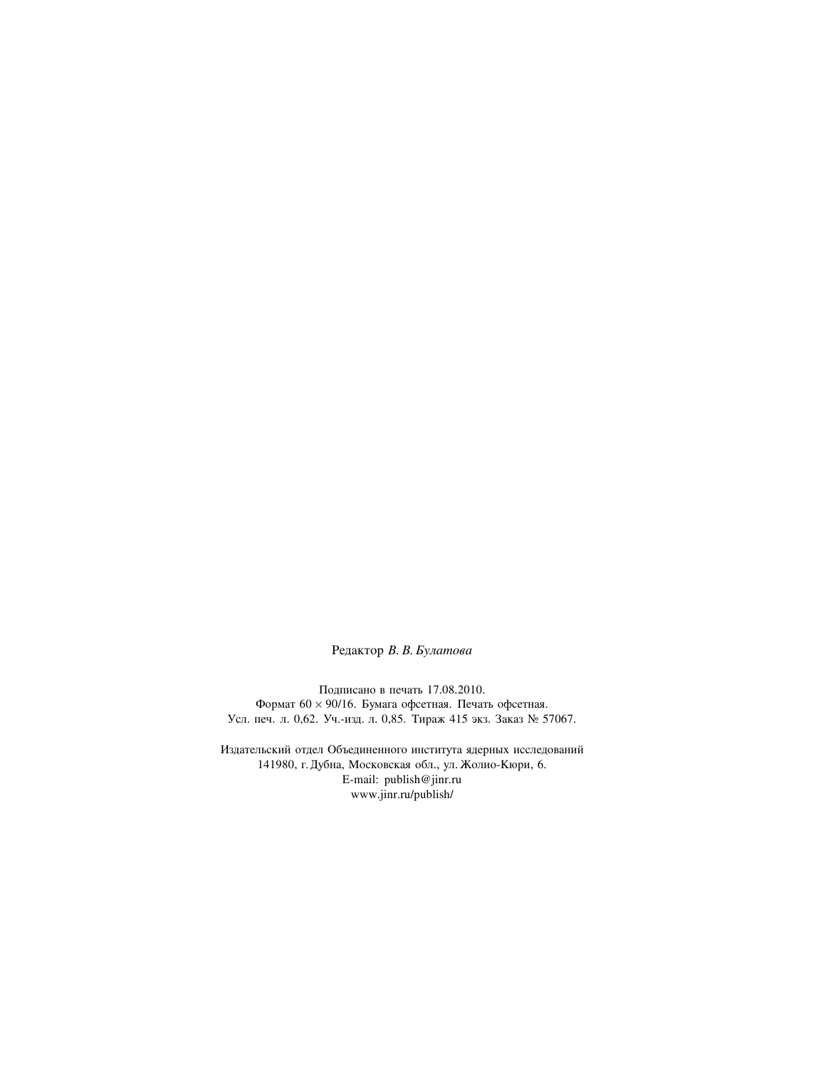Редактор *В. В. Булатова*

Подписано в печать 17.08.2010.
Формат $60 \times 90/16$. Бумага офсетная. Печать офсетная.
Усл. печ. л. 0,62. Уч.-изд. л. 0,85. Тираж 415 экз. Заказ № 57067.

Издательский отдел Объединенного института ядерных исследований
141980, г. Дубна, Московская обл., ул. Жолио-Кюри, 6.
E-mail: publish@jinr.ru
www.jinr.ru/publish/